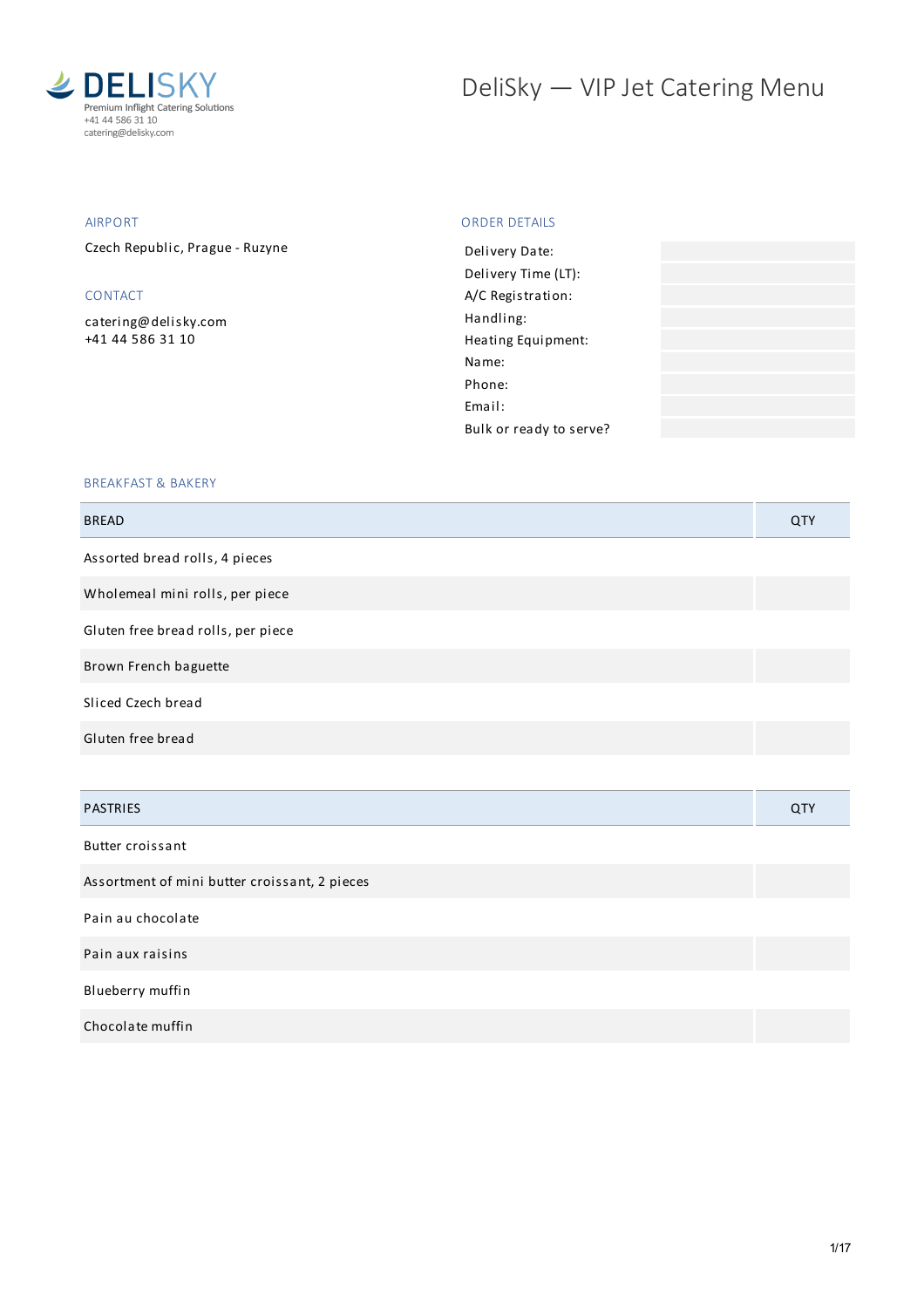DELISKY
Premium Inflight Catering Solutions
+41 44 586 31 10
catering@delisky.com

# DeliSky — VIP Jet Catering Menu

## AIRPORT

Czech Republic, Prague - Ruzyne

## CONTACT

catering@delisky.com
+41 44 586 31 10

## ORDER DETAILS

| | |
|---|---|
| Delivery Date: | |
| Delivery Time (LT): | |
| A/C Registration: | |
| Handling: | |
| Heating Equipment: | |
| Name: | |
| Phone: | |
| Email: | |
| Bulk or ready to serve? | |

## BREAKFAST & BAKERY

| BREAD | QTY |
|---|---|
| Assorted bread rolls, 4 pieces | |
| Wholemeal mini rolls, per piece | |
| Gluten free bread rolls, per piece | |
| Brown French baguette | |
| Sliced Czech bread | |
| Gluten free bread | |

| PASTRIES | QTY |
|---|---|
| Butter croissant | |
| Assortment of mini butter croissant, 2 pieces | |
| Pain au chocolate | |
| Pain aux raisins | |
| Blueberry muffin | |
| Chocolate muffin | |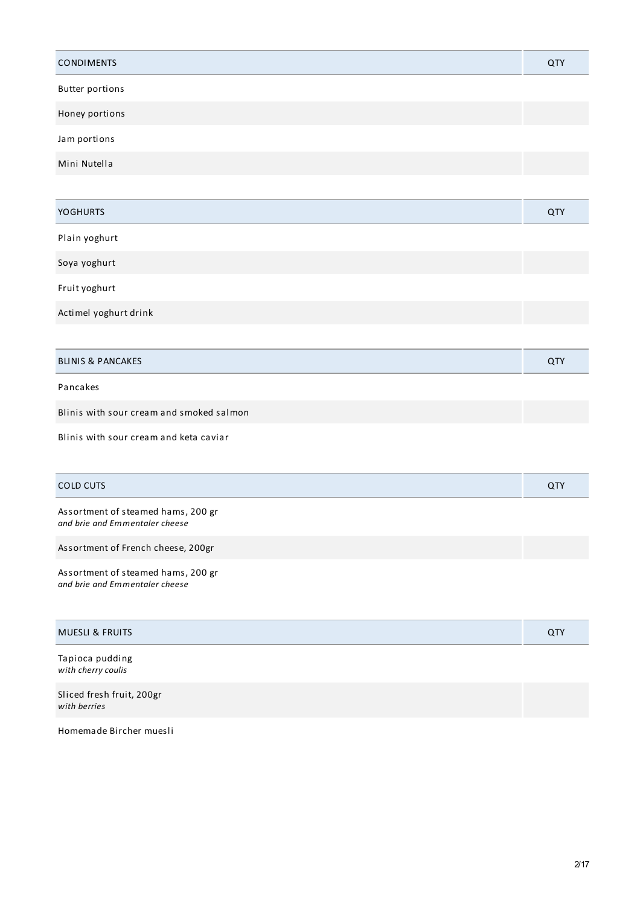| CONDIMENTS | QTY |
| --- | --- |
| Butter portions | |
| Honey portions | |
| Jam portions | |
| Mini Nutella | |

| YOGHURTS | QTY |
| --- | --- |
| Plain yoghurt | |
| Soya yoghurt | |
| Fruit yoghurt | |
| Actimel yoghurt drink | |

| BLINIS & PANCAKES | QTY |
| --- | --- |
| Pancakes | |
| Blinis with sour cream and smoked salmon | |
| Blinis with sour cream and keta caviar | |

| COLD CUTS | QTY |
| --- | --- |
| Assortment of steamed hams, 200 gr<br>*and brie and Emmentaler cheese* | |
| Assortment of French cheese, 200gr | |
| Assortment of steamed hams, 200 gr<br>*and brie and Emmentaler cheese* | |

| MUESLI & FRUITS | QTY |
| --- | --- |
| Tapioca pudding<br>*with cherry coulis* | |
| Sliced fresh fruit, 200gr<br>*with berries* | |
| Homemade Bircher muesli | |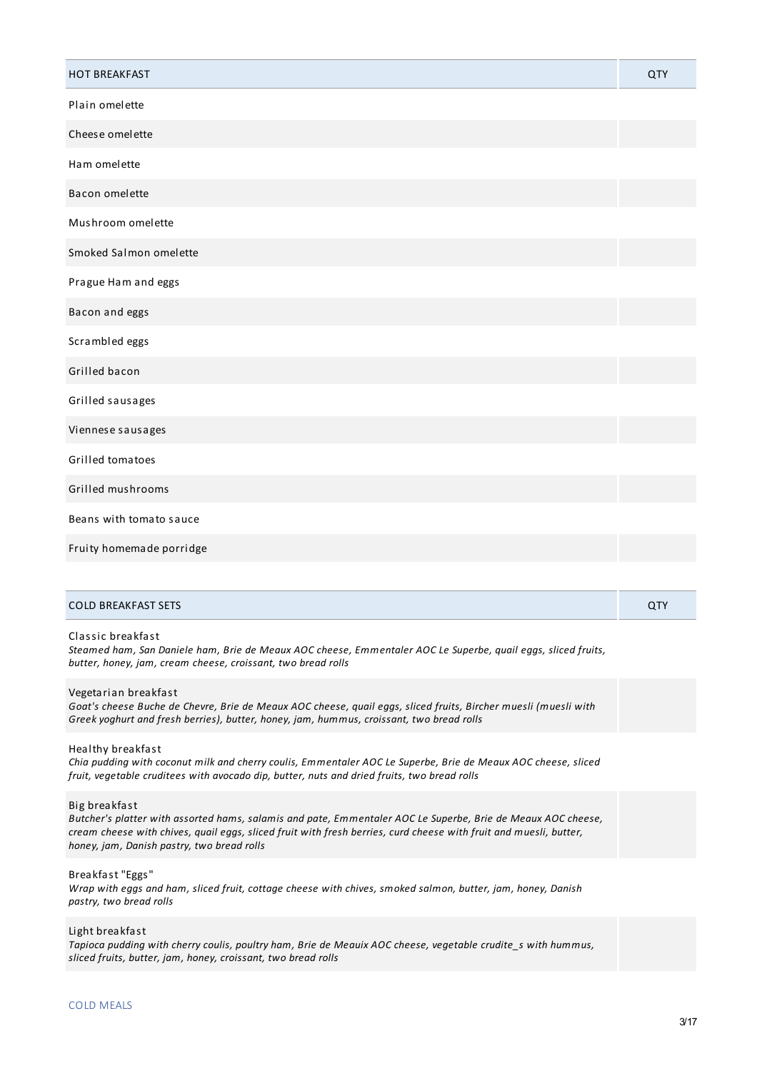| HOT BREAKFAST | QTY |
|---|---|
| Plain omelette | |
| Cheese omelette | |
| Ham omelette | |
| Bacon omelette | |
| Mushroom omelette | |
| Smoked Salmon omelette | |
| Prague Ham and eggs | |
| Bacon and eggs | |
| Scrambled eggs | |
| Grilled bacon | |
| Grilled sausages | |
| Viennese sausages | |
| Grilled tomatoes | |
| Grilled mushrooms | |
| Beans with tomato sauce | |
| Fruity homemade porridge | |

| COLD BREAKFAST SETS | QTY |
|---|---|
| Classic breakfast<br>*Steamed ham, San Daniele ham, Brie de Meaux AOC cheese, Emmentaler AOC Le Superbe, quail eggs, sliced fruits, butter, honey, jam, cream cheese, croissant, two bread rolls* | |
| Vegetarian breakfast<br>*Goat's cheese Buche de Chevre, Brie de Meaux AOC cheese, quail eggs, sliced fruits, Bircher muesli (muesli with Greek yoghurt and fresh berries), butter, honey, jam, hummus, croissant, two bread rolls* | |
| Healthy breakfast<br>*Chia pudding with coconut milk and cherry coulis, Emmentaler AOC Le Superbe, Brie de Meaux AOC cheese, sliced fruit, vegetable cruditees with avocado dip, butter, nuts and dried fruits, two bread rolls* | |
| Big breakfast<br>*Butcher's platter with assorted hams, salamis and pate, Emmentaler AOC Le Superbe, Brie de Meaux AOC cheese, cream cheese with chives, quail eggs, sliced fruit with fresh berries, curd cheese with fruit and muesli, butter, honey, jam, Danish pastry, two bread rolls* | |
| Breakfast "Eggs"<br>*Wrap with eggs and ham, sliced fruit, cottage cheese with chives, smoked salmon, butter, jam, honey, Danish pastry, two bread rolls* | |
| Light breakfast<br>*Tapioca pudding with cherry coulis, poultry ham, Brie de Meauix AOC cheese, vegetable crudite_s with hummus, sliced fruits, butter, jam, honey, croissant, two bread rolls* | |

COLD MEALS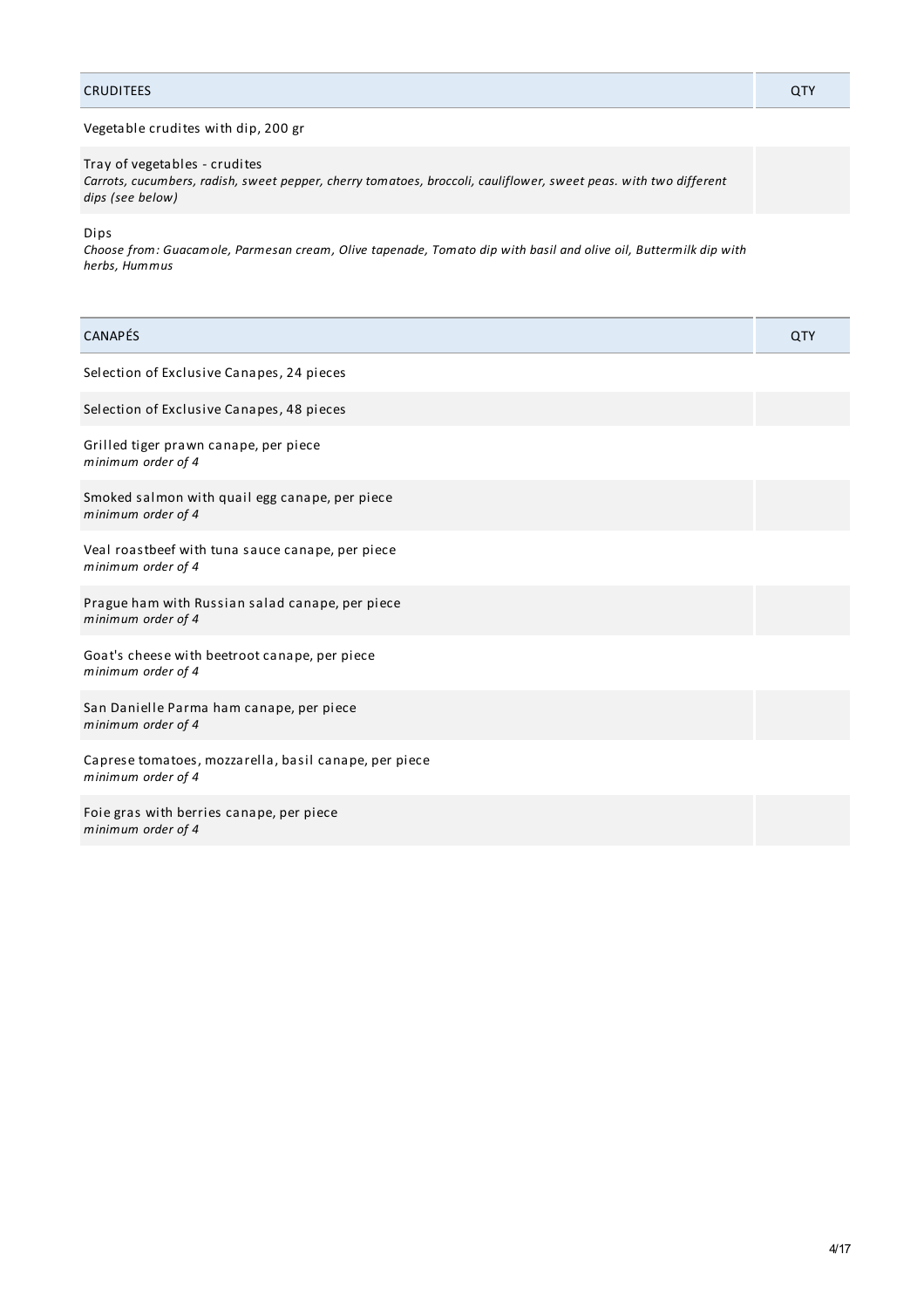| CRUDITEES | QTY |
| --- | --- |
| Vegetable crudites with dip, 200 gr | |
| Tray of vegetables - crudites<br>*Carrots, cucumbers, radish, sweet pepper, cherry tomatoes, broccoli, cauliflower, sweet peas. with two different dips (see below)* | |
| Dips<br>*Choose from: Guacamole, Parmesan cream, Olive tapenade, Tomato dip with basil and olive oil, Buttermilk dip with herbs, Hummus* | |

| CANAPÉS | QTY |
| --- | --- |
| Selection of Exclusive Canapes, 24 pieces | |
| Selection of Exclusive Canapes, 48 pieces | |
| Grilled tiger prawn canape, per piece<br>*minimum order of 4* | |
| Smoked salmon with quail egg canape, per piece<br>*minimum order of 4* | |
| Veal roastbeef with tuna sauce canape, per piece<br>*minimum order of 4* | |
| Prague ham with Russian salad canape, per piece<br>*minimum order of 4* | |
| Goat's cheese with beetroot canape, per piece<br>*minimum order of 4* | |
| San Danielle Parma ham canape, per piece<br>*minimum order of 4* | |
| Caprese tomatoes, mozzarella, basil canape, per piece<br>*minimum order of 4* | |
| Foie gras with berries canape, per piece<br>*minimum order of 4* | |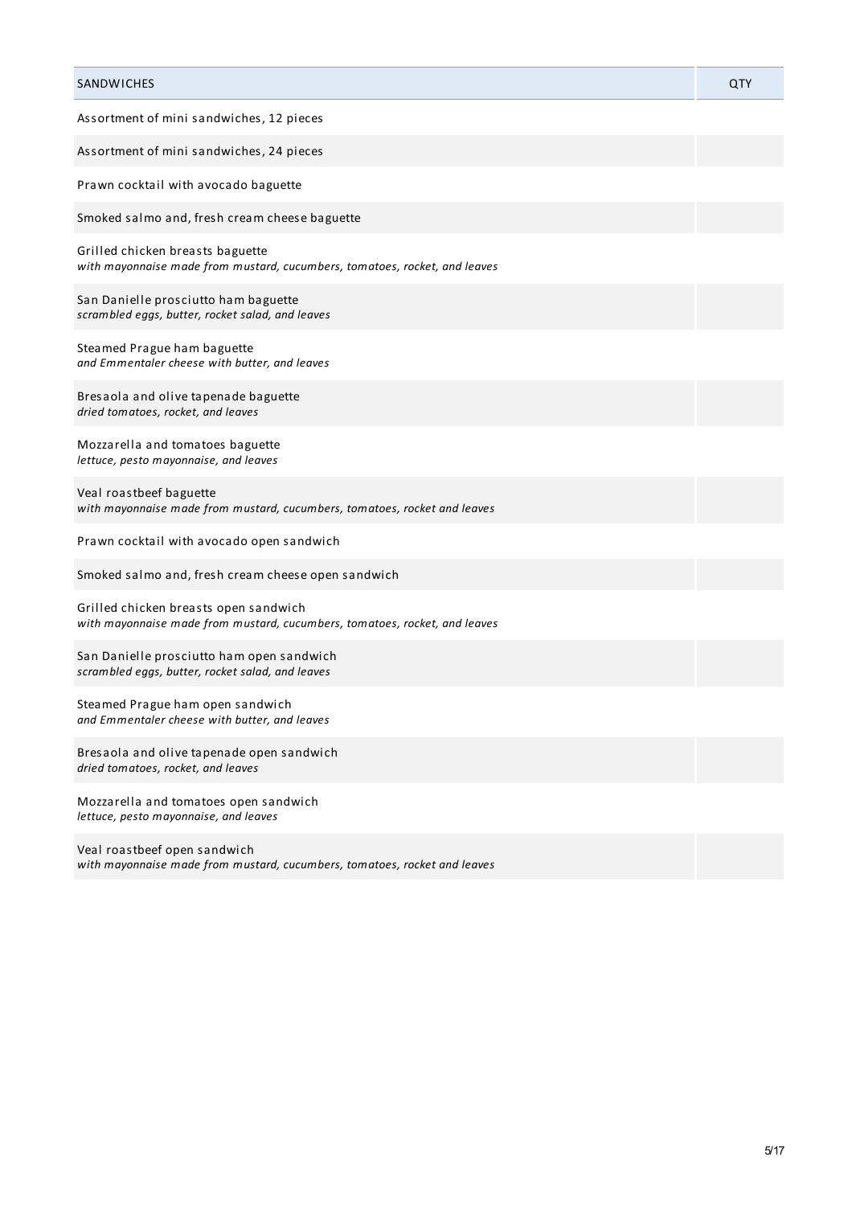| SANDWICHES | QTY |
|---|---|
| Assortment of mini sandwiches, 12 pieces | |
| Assortment of mini sandwiches, 24 pieces | |
| Prawn cocktail with avocado baguette | |
| Smoked salmo and, fresh cream cheese baguette | |
| Grilled chicken breasts baguette<br>*with mayonnaise made from mustard, cucumbers, tomatoes, rocket, and leaves* | |
| San Danielle prosciutto ham baguette<br>*scrambled eggs, butter, rocket salad, and leaves* | |
| Steamed Prague ham baguette<br>*and Emmentaler cheese with butter, and leaves* | |
| Bresaola and olive tapenade baguette<br>*dried tomatoes, rocket, and leaves* | |
| Mozzarella and tomatoes baguette<br>*lettuce, pesto mayonnaise, and leaves* | |
| Veal roastbeef baguette<br>*with mayonnaise made from mustard, cucumbers, tomatoes, rocket and leaves* | |
| Prawn cocktail with avocado open sandwich | |
| Smoked salmo and, fresh cream cheese open sandwich | |
| Grilled chicken breasts open sandwich<br>*with mayonnaise made from mustard, cucumbers, tomatoes, rocket, and leaves* | |
| San Danielle prosciutto ham open sandwich<br>*scrambled eggs, butter, rocket salad, and leaves* | |
| Steamed Prague ham open sandwich<br>*and Emmentaler cheese with butter, and leaves* | |
| Bresaola and olive tapenade open sandwich<br>*dried tomatoes, rocket, and leaves* | |
| Mozzarella and tomatoes open sandwich<br>*lettuce, pesto mayonnaise, and leaves* | |
| Veal roastbeef open sandwich<br>*with mayonnaise made from mustard, cucumbers, tomatoes, rocket and leaves* | |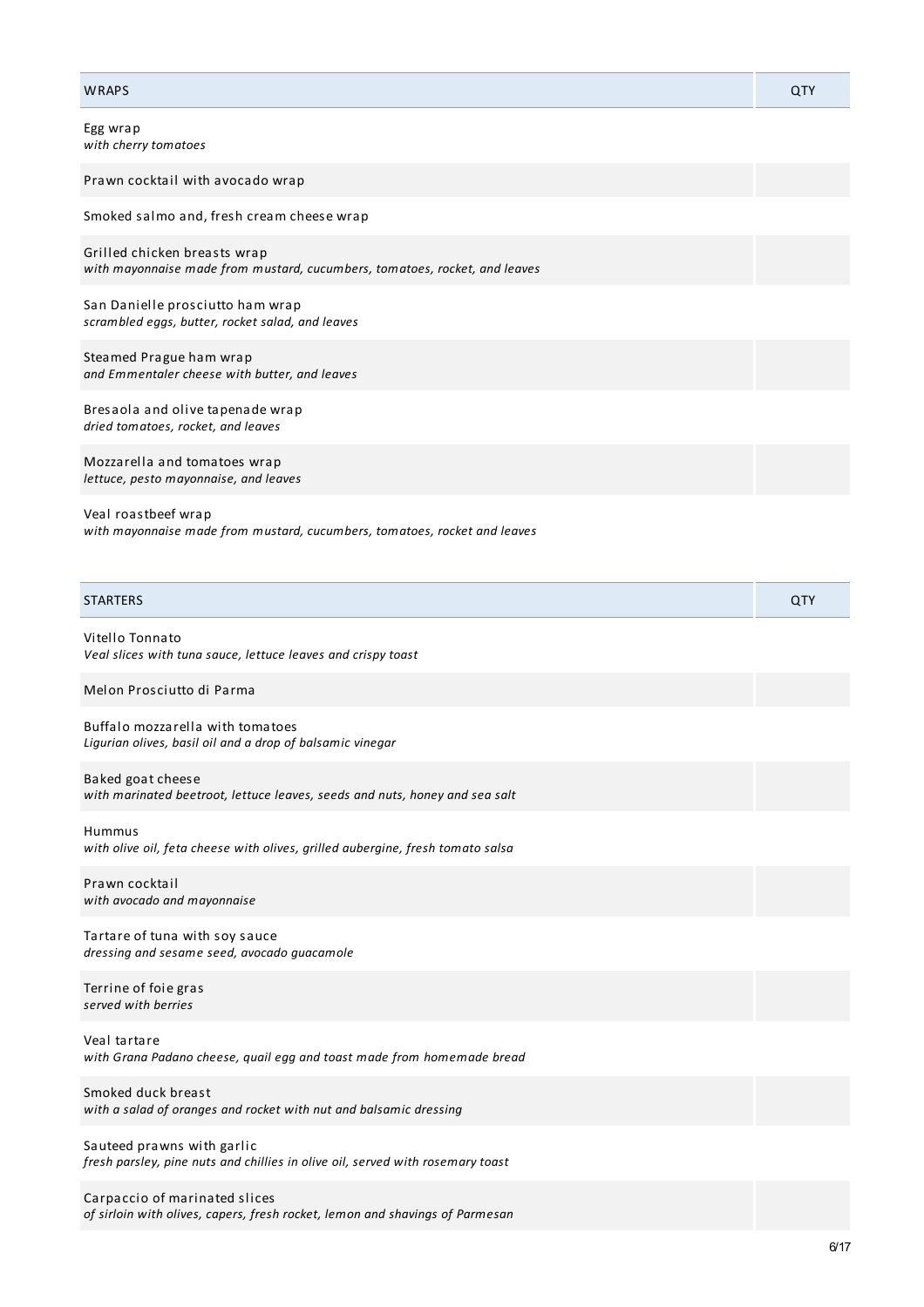| WRAPS | QTY |
| --- | --- |
| Egg wrap<br>*with cherry tomatoes* | |
| Prawn cocktail with avocado wrap | |
| Smoked salmo and, fresh cream cheese wrap | |
| Grilled chicken breasts wrap<br>*with mayonnaise made from mustard, cucumbers, tomatoes, rocket, and leaves* | |
| San Danielle prosciutto ham wrap<br>*scrambled eggs, butter, rocket salad, and leaves* | |
| Steamed Prague ham wrap<br>*and Emmentaler cheese with butter, and leaves* | |
| Bresaola and olive tapenade wrap<br>*dried tomatoes, rocket, and leaves* | |
| Mozzarella and tomatoes wrap<br>*lettuce, pesto mayonnaise, and leaves* | |
| Veal roastbeef wrap<br>*with mayonnaise made from mustard, cucumbers, tomatoes, rocket and leaves* | |

| STARTERS | QTY |
| --- | --- |
| Vitello Tonnato<br>*Veal slices with tuna sauce, lettuce leaves and crispy toast* | |
| Melon Prosciutto di Parma | |
| Buffalo mozzarella with tomatoes<br>*Ligurian olives, basil oil and a drop of balsamic vinegar* | |
| Baked goat cheese<br>*with marinated beetroot, lettuce leaves, seeds and nuts, honey and sea salt* | |
| Hummus<br>*with olive oil, feta cheese with olives, grilled aubergine, fresh tomato salsa* | |
| Prawn cocktail<br>*with avocado and mayonnaise* | |
| Tartare of tuna with soy sauce<br>*dressing and sesame seed, avocado guacamole* | |
| Terrine of foie gras<br>*served with berries* | |
| Veal tartare<br>*with Grana Padano cheese, quail egg and toast made from homemade bread* | |
| Smoked duck breast<br>*with a salad of oranges and rocket with nut and balsamic dressing* | |
| Sauteed prawns with garlic<br>*fresh parsley, pine nuts and chillies in olive oil, served with rosemary toast* | |
| Carpaccio of marinated slices<br>*of sirloin with olives, capers, fresh rocket, lemon and shavings of Parmesan* | |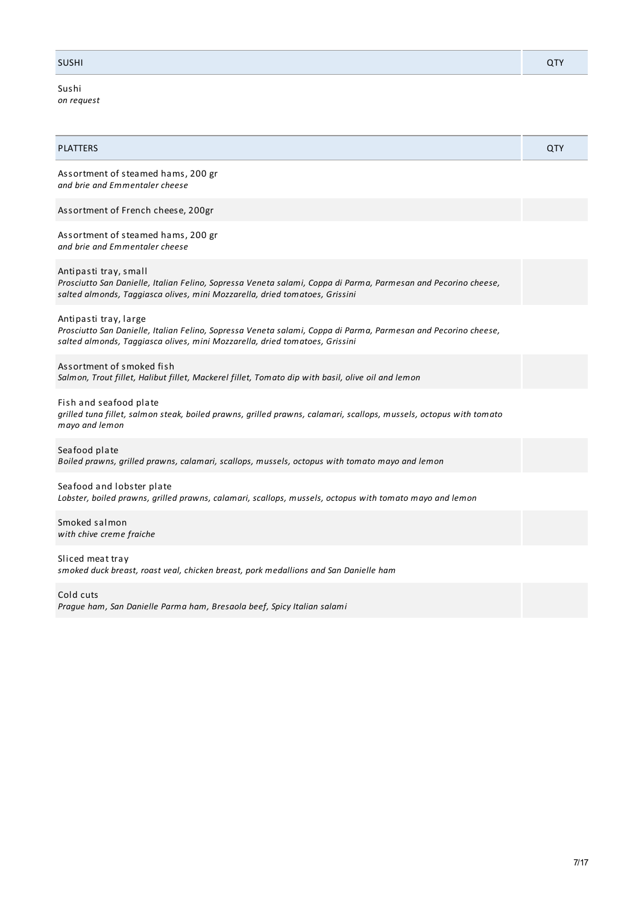| SUSHI | QTY |
|---|---|
| Sushi<br>*on request* | |

| PLATTERS | QTY |
|---|---|
| Assortment of steamed hams, 200 gr<br>*and brie and Emmentaler cheese* | |
| Assortment of French cheese, 200gr | |
| Assortment of steamed hams, 200 gr<br>*and brie and Emmentaler cheese* | |
| Antipasti tray, small<br>*Prosciutto San Danielle, Italian Felino, Sopressa Veneta salami, Coppa di Parma, Parmesan and Pecorino cheese, salted almonds, Taggiasca olives, mini Mozzarella, dried tomatoes, Grissini* | |
| Antipasti tray, large<br>*Prosciutto San Danielle, Italian Felino, Sopressa Veneta salami, Coppa di Parma, Parmesan and Pecorino cheese, salted almonds, Taggiasca olives, mini Mozzarella, dried tomatoes, Grissini* | |
| Assortment of smoked fish<br>*Salmon, Trout fillet, Halibut fillet, Mackerel fillet, Tomato dip with basil, olive oil and lemon* | |
| Fish and seafood plate<br>*grilled tuna fillet, salmon steak, boiled prawns, grilled prawns, calamari, scallops, mussels, octopus with tomato mayo and lemon* | |
| Seafood plate<br>*Boiled prawns, grilled prawns, calamari, scallops, mussels, octopus with tomato mayo and lemon* | |
| Seafood and lobster plate<br>*Lobster, boiled prawns, grilled prawns, calamari, scallops, mussels, octopus with tomato mayo and lemon* | |
| Smoked salmon<br>*with chive creme fraiche* | |
| Sliced meat tray<br>*smoked duck breast, roast veal, chicken breast, pork medallions and San Danielle ham* | |
| Cold cuts<br>*Prague ham, San Danielle Parma ham, Bresaola beef, Spicy Italian salami* | |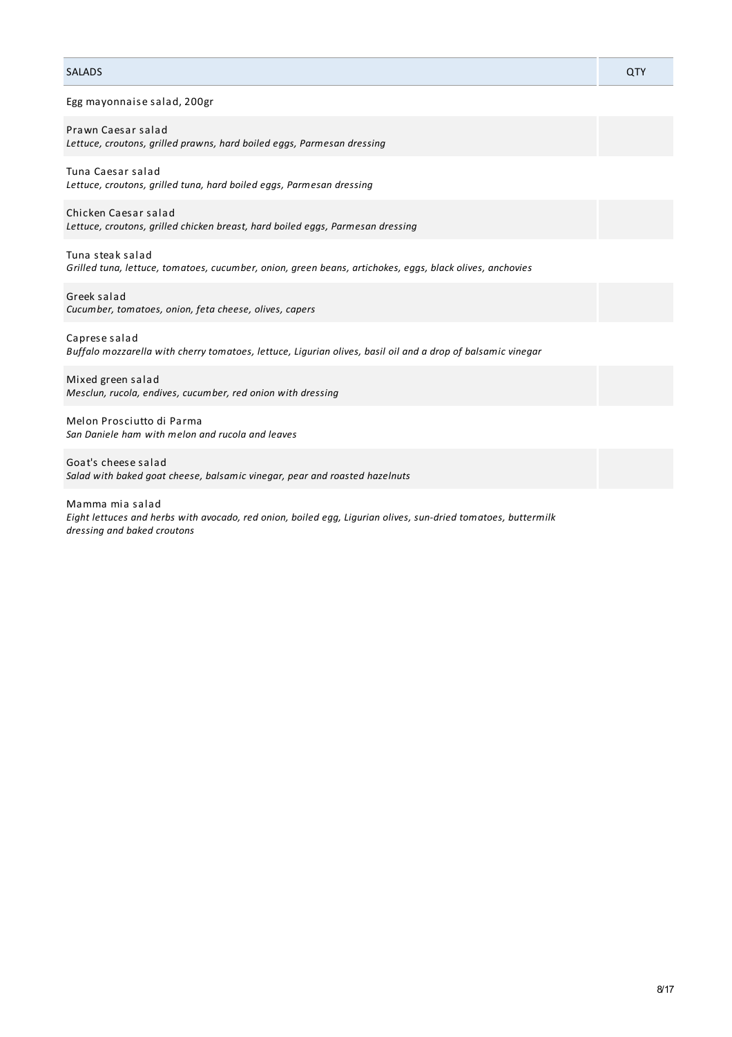| SALADS | QTY |
|---|---|
| Egg mayonnaise salad, 200gr | |
| Prawn Caesar salad<br>*Lettuce, croutons, grilled prawns, hard boiled eggs, Parmesan dressing* | |
| Tuna Caesar salad<br>*Lettuce, croutons, grilled tuna, hard boiled eggs, Parmesan dressing* | |
| Chicken Caesar salad<br>*Lettuce, croutons, grilled chicken breast, hard boiled eggs, Parmesan dressing* | |
| Tuna steak salad<br>*Grilled tuna, lettuce, tomatoes, cucumber, onion, green beans, artichokes, eggs, black olives, anchovies* | |
| Greek salad<br>*Cucumber, tomatoes, onion, feta cheese, olives, capers* | |
| Caprese salad<br>*Buffalo mozzarella with cherry tomatoes, lettuce, Ligurian olives, basil oil and a drop of balsamic vinegar* | |
| Mixed green salad<br>*Mesclun, rucola, endives, cucumber, red onion with dressing* | |
| Melon Prosciutto di Parma<br>*San Daniele ham with melon and rucola and leaves* | |
| Goat's cheese salad<br>*Salad with baked goat cheese, balsamic vinegar, pear and roasted hazelnuts* | |
| Mamma mia salad<br>*Eight lettuces and herbs with avocado, red onion, boiled egg, Ligurian olives, sun-dried tomatoes, buttermilk dressing and baked croutons* | |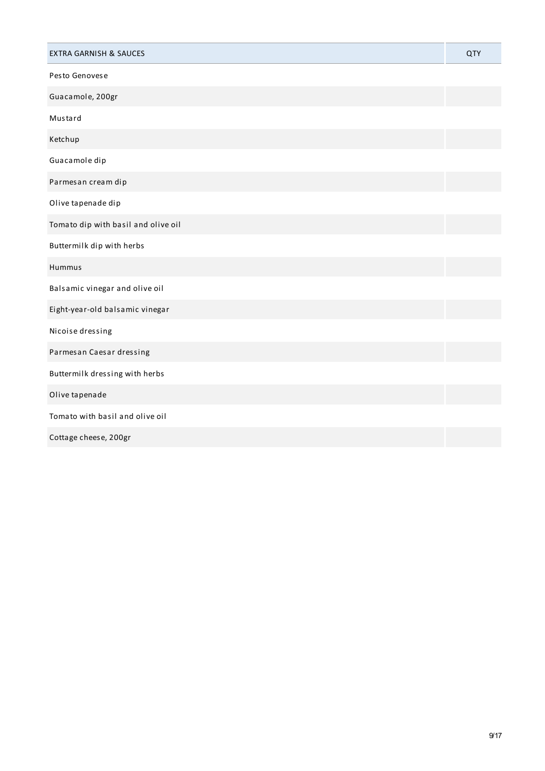| EXTRA GARNISH & SAUCES | QTY |
| --- | --- |
| Pesto Genovese | |
| Guacamole, 200gr | |
| Mustard | |
| Ketchup | |
| Guacamole dip | |
| Parmesan cream dip | |
| Olive tapenade dip | |
| Tomato dip with basil and olive oil | |
| Buttermilk dip with herbs | |
| Hummus | |
| Balsamic vinegar and olive oil | |
| Eight-year-old balsamic vinegar | |
| Nicoise dressing | |
| Parmesan Caesar dressing | |
| Buttermilk dressing with herbs | |
| Olive tapenade | |
| Tomato with basil and olive oil | |
| Cottage cheese, 200gr | |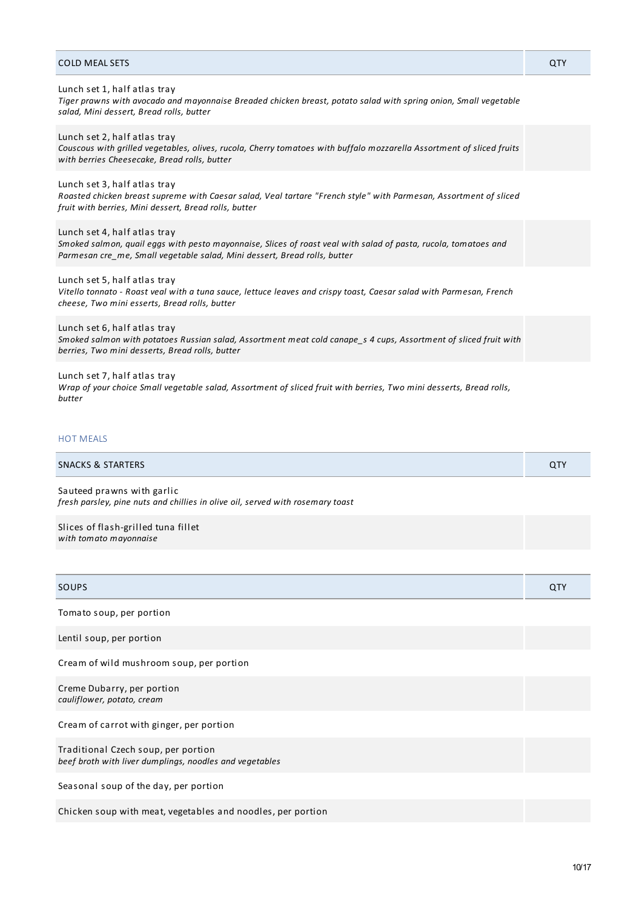| COLD MEAL SETS | QTY |
| --- | --- |
| Lunch set 1, half atlas tray<br>*Tiger prawns with avocado and mayonnaise Breaded chicken breast, potato salad with spring onion, Small vegetable salad, Mini dessert, Bread rolls, butter* | |
| Lunch set 2, half atlas tray<br>*Couscous with grilled vegetables, olives, rucola, Cherry tomatoes with buffalo mozzarella Assortment of sliced fruits with berries Cheesecake, Bread rolls, butter* | |
| Lunch set 3, half atlas tray<br>*Roasted chicken breast supreme with Caesar salad, Veal tartare "French style" with Parmesan, Assortment of sliced fruit with berries, Mini dessert, Bread rolls, butter* | |
| Lunch set 4, half atlas tray<br>*Smoked salmon, quail eggs with pesto mayonnaise, Slices of roast veal with salad of pasta, rucola, tomatoes and Parmesan cre_me, Small vegetable salad, Mini dessert, Bread rolls, butter* | |
| Lunch set 5, half atlas tray<br>*Vitello tonnato - Roast veal with a tuna sauce, lettuce leaves and crispy toast, Caesar salad with Parmesan, French cheese, Two mini esserts, Bread rolls, butter* | |
| Lunch set 6, half atlas tray<br>*Smoked salmon with potatoes Russian salad, Assortment meat cold canape_s 4 cups, Assortment of sliced fruit with berries, Two mini desserts, Bread rolls, butter* | |
| Lunch set 7, half atlas tray<br>*Wrap of your choice Small vegetable salad, Assortment of sliced fruit with berries, Two mini desserts, Bread rolls, butter* | |

## HOT MEALS

| SNACKS & STARTERS | QTY |
| --- | --- |
| Sauteed prawns with garlic<br>*fresh parsley, pine nuts and chillies in olive oil, served with rosemary toast* | |
| Slices of flash-grilled tuna fillet<br>*with tomato mayonnaise* | |

| SOUPS | QTY |
| --- | --- |
| Tomato soup, per portion | |
| Lentil soup, per portion | |
| Cream of wild mushroom soup, per portion | |
| Creme Dubarry, per portion<br>*cauliflower, potato, cream* | |
| Cream of carrot with ginger, per portion | |
| Traditional Czech soup, per portion<br>*beef broth with liver dumplings, noodles and vegetables* | |
| Seasonal soup of the day, per portion | |
| Chicken soup with meat, vegetables and noodles, per portion | |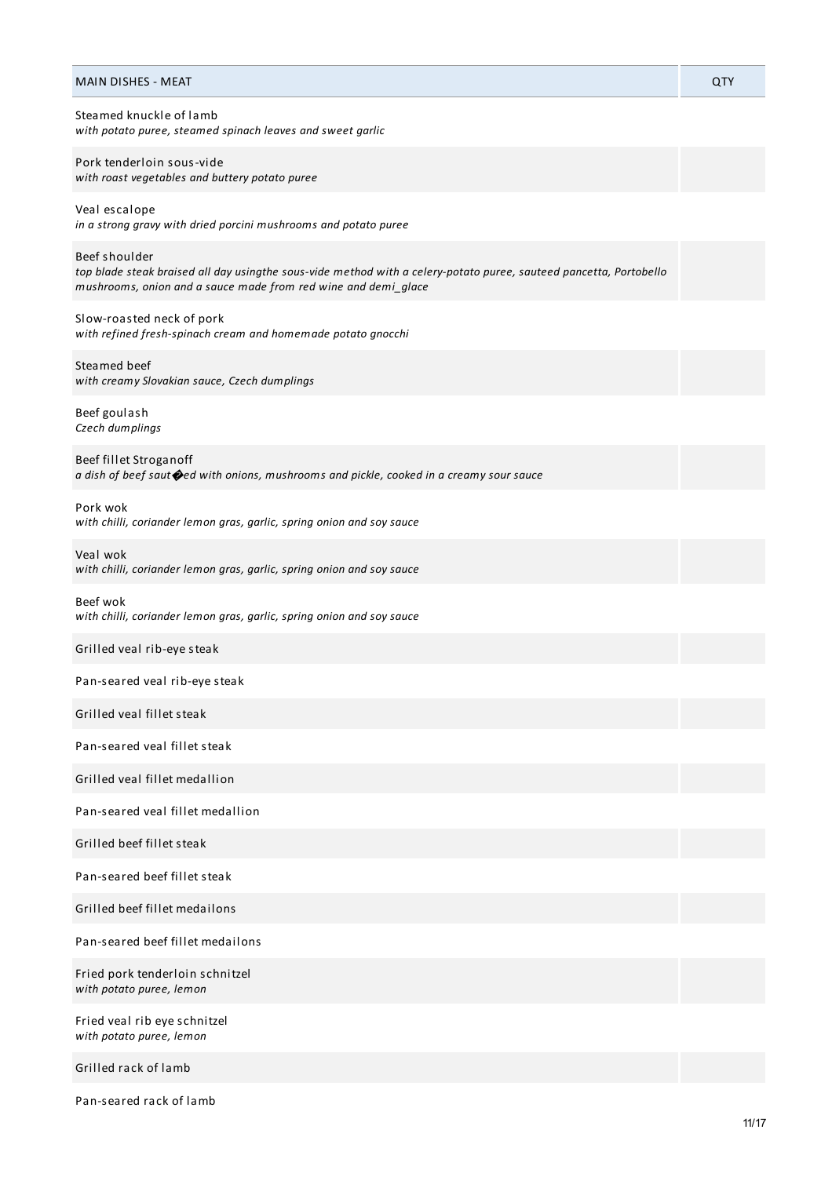| MAIN DISHES - MEAT | QTY |
| --- | --- |
| Steamed knuckle of lamb<br>*with potato puree, steamed spinach leaves and sweet garlic* | |
| Pork tenderloin sous-vide<br>*with roast vegetables and buttery potato puree* | |
| Veal escalope<br>*in a strong gravy with dried porcini mushrooms and potato puree* | |
| Beef shoulder<br>*top blade steak braised all day usingthe sous-vide method with a celery-potato puree, sauteed pancetta, Portobello mushrooms, onion and a sauce made from red wine and demi_glace* | |
| Slow-roasted neck of pork<br>*with refined fresh-spinach cream and homemade potato gnocchi* | |
| Steamed beef<br>*with creamy Slovakian sauce, Czech dumplings* | |
| Beef goulash<br>*Czech dumplings* | |
| Beef fillet Stroganoff<br>*a dish of beef saut�ed with onions, mushrooms and pickle, cooked in a creamy sour sauce* | |
| Pork wok<br>*with chilli, coriander lemon gras, garlic, spring onion and soy sauce* | |
| Veal wok<br>*with chilli, coriander lemon gras, garlic, spring onion and soy sauce* | |
| Beef wok<br>*with chilli, coriander lemon gras, garlic, spring onion and soy sauce* | |
| Grilled veal rib-eye steak | |
| Pan-seared veal rib-eye steak | |
| Grilled veal fillet steak | |
| Pan-seared veal fillet steak | |
| Grilled veal fillet medallion | |
| Pan-seared veal fillet medallion | |
| Grilled beef fillet steak | |
| Pan-seared beef fillet steak | |
| Grilled beef fillet medailons | |
| Pan-seared beef fillet medailons | |
| Fried pork tenderloin schnitzel<br>*with potato puree, lemon* | |
| Fried veal rib eye schnitzel<br>*with potato puree, lemon* | |
| Grilled rack of lamb | |
| Pan-seared rack of lamb | |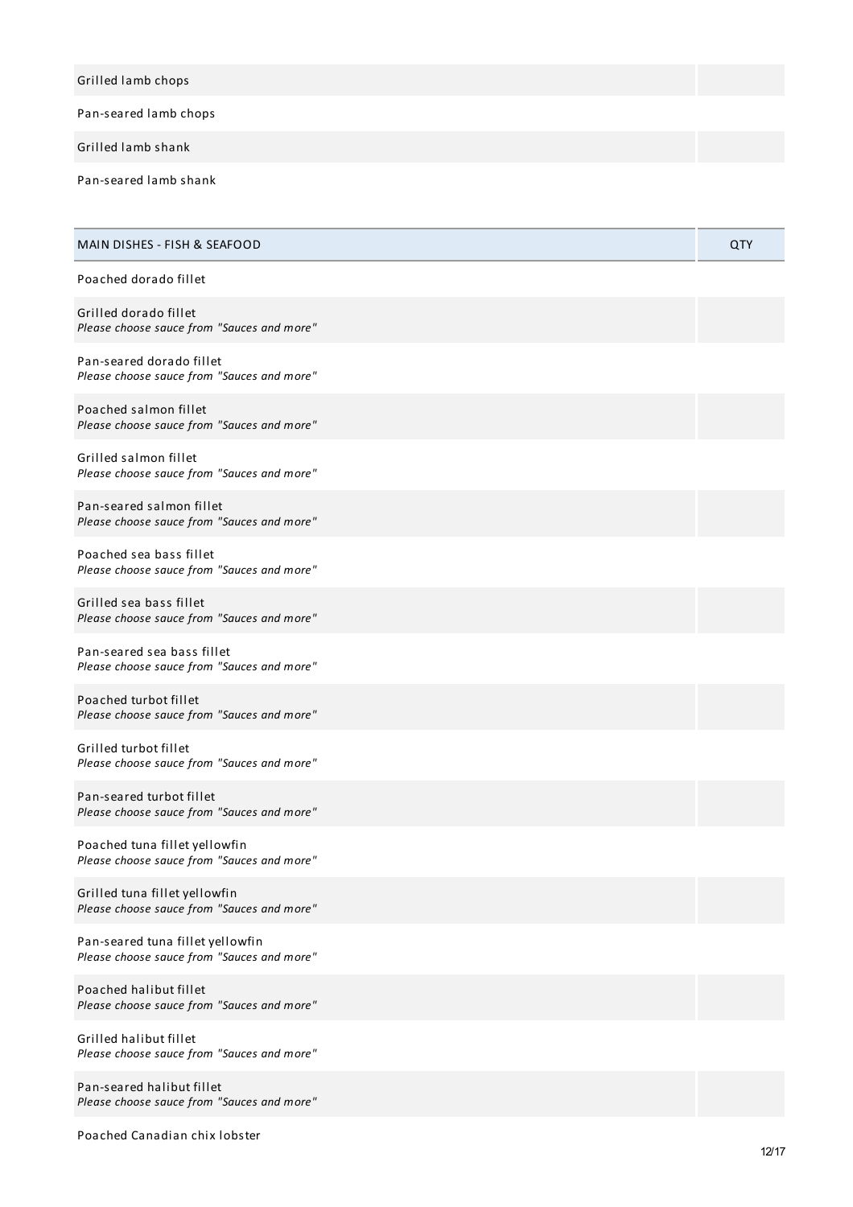| | |
|---|---|
| Grilled lamb chops | |
| Pan-seared lamb chops | |
| Grilled lamb shank | |
| Pan-seared lamb shank | |

| MAIN DISHES - FISH & SEAFOOD | QTY |
|---|---|
| Poached dorado fillet | |
| Grilled dorado fillet<br>*Please choose sauce from "Sauces and more"* | |
| Pan-seared dorado fillet<br>*Please choose sauce from "Sauces and more"* | |
| Poached salmon fillet<br>*Please choose sauce from "Sauces and more"* | |
| Grilled salmon fillet<br>*Please choose sauce from "Sauces and more"* | |
| Pan-seared salmon fillet<br>*Please choose sauce from "Sauces and more"* | |
| Poached sea bass fillet<br>*Please choose sauce from "Sauces and more"* | |
| Grilled sea bass fillet<br>*Please choose sauce from "Sauces and more"* | |
| Pan-seared sea bass fillet<br>*Please choose sauce from "Sauces and more"* | |
| Poached turbot fillet<br>*Please choose sauce from "Sauces and more"* | |
| Grilled turbot fillet<br>*Please choose sauce from "Sauces and more"* | |
| Pan-seared turbot fillet<br>*Please choose sauce from "Sauces and more"* | |
| Poached tuna fillet yellowfin<br>*Please choose sauce from "Sauces and more"* | |
| Grilled tuna fillet yellowfin<br>*Please choose sauce from "Sauces and more"* | |
| Pan-seared tuna fillet yellowfin<br>*Please choose sauce from "Sauces and more"* | |
| Poached halibut fillet<br>*Please choose sauce from "Sauces and more"* | |
| Grilled halibut fillet<br>*Please choose sauce from "Sauces and more"* | |
| Pan-seared halibut fillet<br>*Please choose sauce from "Sauces and more"* | |
| Poached Canadian chix lobster | |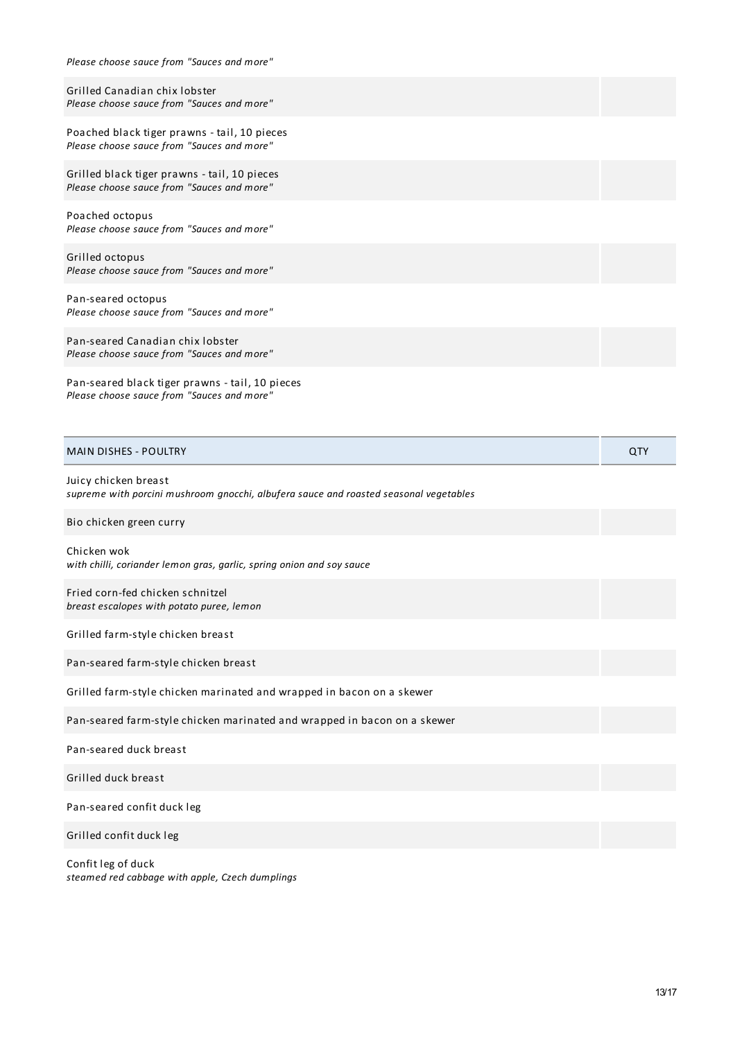*Please choose sauce from "Sauces and more"*

| | |
|---|---|
| Grilled Canadian chix lobster<br>*Please choose sauce from "Sauces and more"* | |
| Poached black tiger prawns - tail, 10 pieces<br>*Please choose sauce from "Sauces and more"* | |
| Grilled black tiger prawns - tail, 10 pieces<br>*Please choose sauce from "Sauces and more"* | |
| Poached octopus<br>*Please choose sauce from "Sauces and more"* | |
| Grilled octopus<br>*Please choose sauce from "Sauces and more"* | |
| Pan-seared octopus<br>*Please choose sauce from "Sauces and more"* | |
| Pan-seared Canadian chix lobster<br>*Please choose sauce from "Sauces and more"* | |
| Pan-seared black tiger prawns - tail, 10 pieces<br>*Please choose sauce from "Sauces and more"* | |

| MAIN DISHES - POULTRY | QTY |
|---|---|
| Juicy chicken breast<br>*supreme with porcini mushroom gnocchi, albufera sauce and roasted seasonal vegetables* | |
| Bio chicken green curry | |
| Chicken wok<br>*with chilli, coriander lemon gras, garlic, spring onion and soy sauce* | |
| Fried corn-fed chicken schnitzel<br>*breast escalopes with potato puree, lemon* | |
| Grilled farm-style chicken breast | |
| Pan-seared farm-style chicken breast | |
| Grilled farm-style chicken marinated and wrapped in bacon on a skewer | |
| Pan-seared farm-style chicken marinated and wrapped in bacon on a skewer | |
| Pan-seared duck breast | |
| Grilled duck breast | |
| Pan-seared confit duck leg | |
| Grilled confit duck leg | |
| Confit leg of duck<br>*steamed red cabbage with apple, Czech dumplings* | |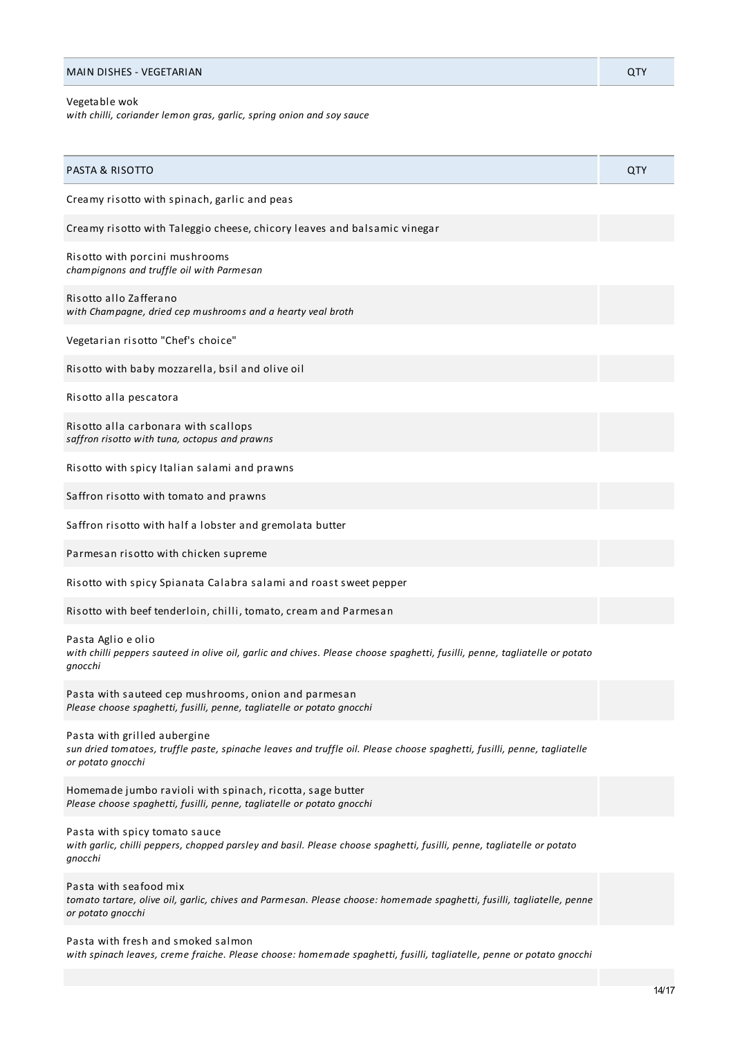| MAIN DISHES - VEGETARIAN | QTY |
| --- | --- |
| Vegetable wok<br>*with chilli, coriander lemon gras, garlic, spring onion and soy sauce* | |

| PASTA & RISOTTO | QTY |
| --- | --- |
| Creamy risotto with spinach, garlic and peas | |
| Creamy risotto with Taleggio cheese, chicory leaves and balsamic vinegar | |
| Risotto with porcini mushrooms<br>*champignons and truffle oil with Parmesan* | |
| Risotto allo Zafferano<br>*with Champagne, dried cep mushrooms and a hearty veal broth* | |
| Vegetarian risotto "Chef's choice" | |
| Risotto with baby mozzarella, bsil and olive oil | |
| Risotto alla pescatora | |
| Risotto alla carbonara with scallops<br>*saffron risotto with tuna, octopus and prawns* | |
| Risotto with spicy Italian salami and prawns | |
| Saffron risotto with tomato and prawns | |
| Saffron risotto with half a lobster and gremolata butter | |
| Parmesan risotto with chicken supreme | |
| Risotto with spicy Spianata Calabra salami and roast sweet pepper | |
| Risotto with beef tenderloin, chilli, tomato, cream and Parmesan | |
| Pasta Aglio e olio<br>*with chilli peppers sauteed in olive oil, garlic and chives. Please choose spaghetti, fusilli, penne, tagliatelle or potato gnocchi* | |
| Pasta with sauteed cep mushrooms, onion and parmesan<br>*Please choose spaghetti, fusilli, penne, tagliatelle or potato gnocchi* | |
| Pasta with grilled aubergine<br>*sun dried tomatoes, truffle paste, spinache leaves and truffle oil. Please choose spaghetti, fusilli, penne, tagliatelle or potato gnocchi* | |
| Homemade jumbo ravioli with spinach, ricotta, sage butter<br>*Please choose spaghetti, fusilli, penne, tagliatelle or potato gnocchi* | |
| Pasta with spicy tomato sauce<br>*with garlic, chilli peppers, chopped parsley and basil. Please choose spaghetti, fusilli, penne, tagliatelle or potato gnocchi* | |
| Pasta with seafood mix<br>*tomato tartare, olive oil, garlic, chives and Parmesan. Please choose: homemade spaghetti, fusilli, tagliatelle, penne or potato gnocchi* | |
| Pasta with fresh and smoked salmon<br>*with spinach leaves, creme fraiche. Please choose: homemade spaghetti, fusilli, tagliatelle, penne or potato gnocchi* | |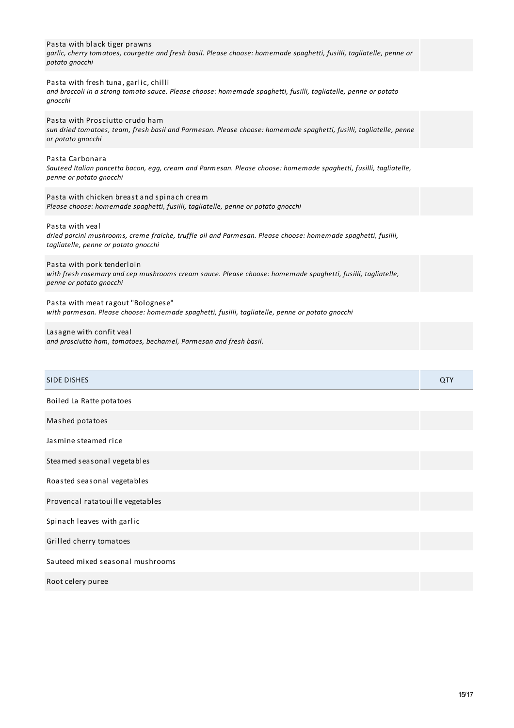| | |
|---|---|
| Pasta with black tiger prawns<br>*garlic, cherry tomatoes, courgette and fresh basil. Please choose: homemade spaghetti, fusilli, tagliatelle, penne or potato gnocchi* | |
| Pasta with fresh tuna, garlic, chilli<br>*and broccoli in a strong tomato sauce. Please choose: homemade spaghetti, fusilli, tagliatelle, penne or potato gnocchi* | |
| Pasta with Prosciutto crudo ham<br>*sun dried tomatoes, team, fresh basil and Parmesan. Please choose: homemade spaghetti, fusilli, tagliatelle, penne or potato gnocchi* | |
| Pasta Carbonara<br>*Sauteed Italian pancetta bacon, egg, cream and Parmesan. Please choose: homemade spaghetti, fusilli, tagliatelle, penne or potato gnocchi* | |
| Pasta with chicken breast and spinach cream<br>*Please choose: homemade spaghetti, fusilli, tagliatelle, penne or potato gnocchi* | |
| Pasta with veal<br>*dried porcini mushrooms, creme fraiche, truffle oil and Parmesan. Please choose: homemade spaghetti, fusilli, tagliatelle, penne or potato gnocchi* | |
| Pasta with pork tenderloin<br>*with fresh rosemary and cep mushrooms cream sauce. Please choose: homemade spaghetti, fusilli, tagliatelle, penne or potato gnocchi* | |
| Pasta with meat ragout "Bolognese"<br>*with parmesan. Please choose: homemade spaghetti, fusilli, tagliatelle, penne or potato gnocchi* | |
| Lasagne with confit veal<br>*and prosciutto ham, tomatoes, bechamel, Parmesan and fresh basil.* | |

| SIDE DISHES | QTY |
|---|---|
| Boiled La Ratte potatoes | |
| Mashed potatoes | |
| Jasmine steamed rice | |
| Steamed seasonal vegetables | |
| Roasted seasonal vegetables | |
| Provencal ratatouille vegetables | |
| Spinach leaves with garlic | |
| Grilled cherry tomatoes | |
| Sauteed mixed seasonal mushrooms | |
| Root celery puree | |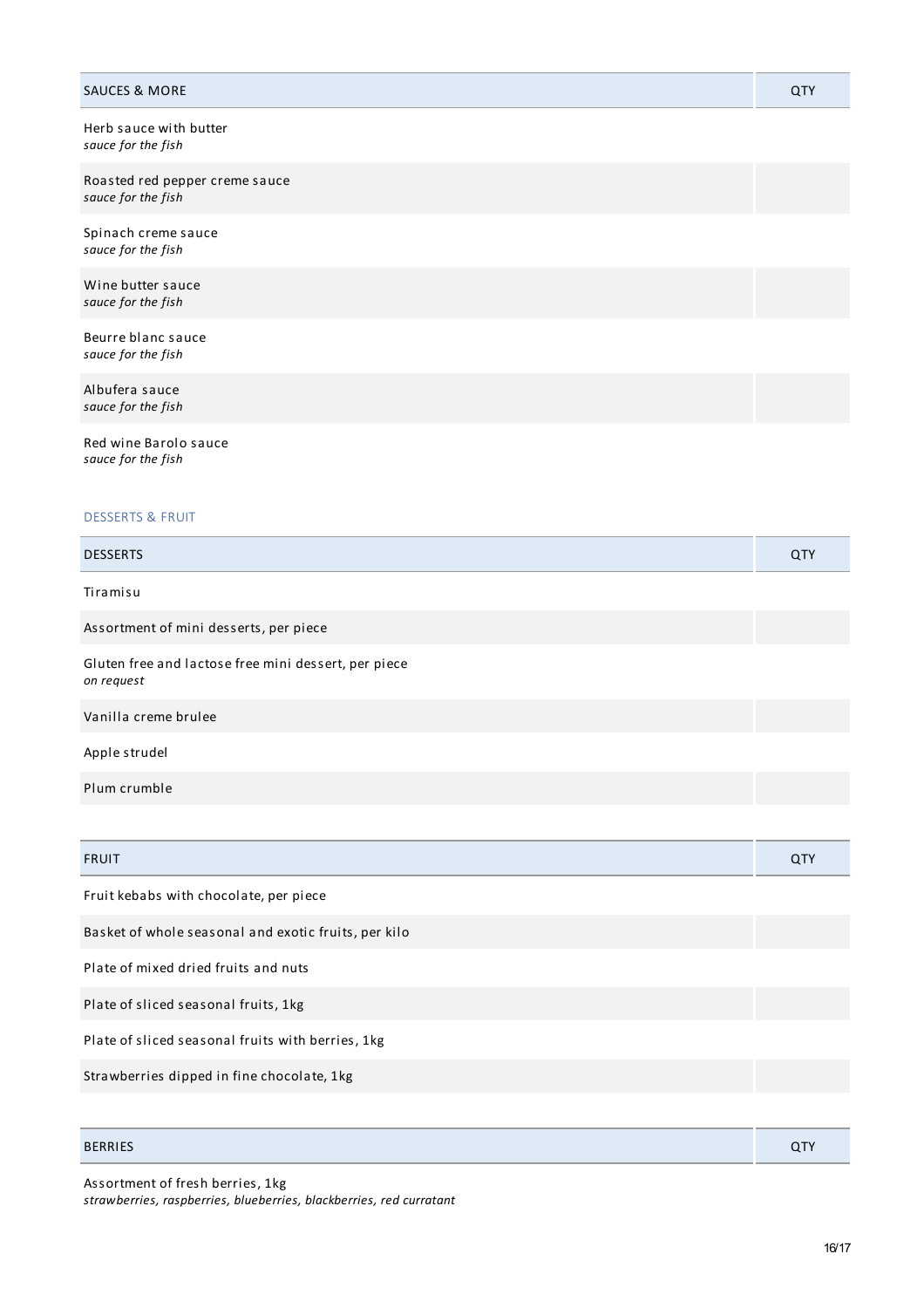| SAUCES & MORE | QTY |
|---|---|
| Herb sauce with butter<br>*sauce for the fish* | |
| Roasted red pepper creme sauce<br>*sauce for the fish* | |
| Spinach creme sauce<br>*sauce for the fish* | |
| Wine butter sauce<br>*sauce for the fish* | |
| Beurre blanc sauce<br>*sauce for the fish* | |
| Albufera sauce<br>*sauce for the fish* | |
| Red wine Barolo sauce<br>*sauce for the fish* | |

## DESSERTS & FRUIT

| DESSERTS | QTY |
|---|---|
| Tiramisu | |
| Assortment of mini desserts, per piece | |
| Gluten free and lactose free mini dessert, per piece<br>*on request* | |
| Vanilla creme brulee | |
| Apple strudel | |
| Plum crumble | |

| FRUIT | QTY |
|---|---|
| Fruit kebabs with chocolate, per piece | |
| Basket of whole seasonal and exotic fruits, per kilo | |
| Plate of mixed dried fruits and nuts | |
| Plate of sliced seasonal fruits, 1kg | |
| Plate of sliced seasonal fruits with berries, 1kg | |
| Strawberries dipped in fine chocolate, 1kg | |

| BERRIES | QTY |
|---|---|
| Assortment of fresh berries, 1kg<br>*strawberries, raspberries, blueberries, blackberries, red curratant* | |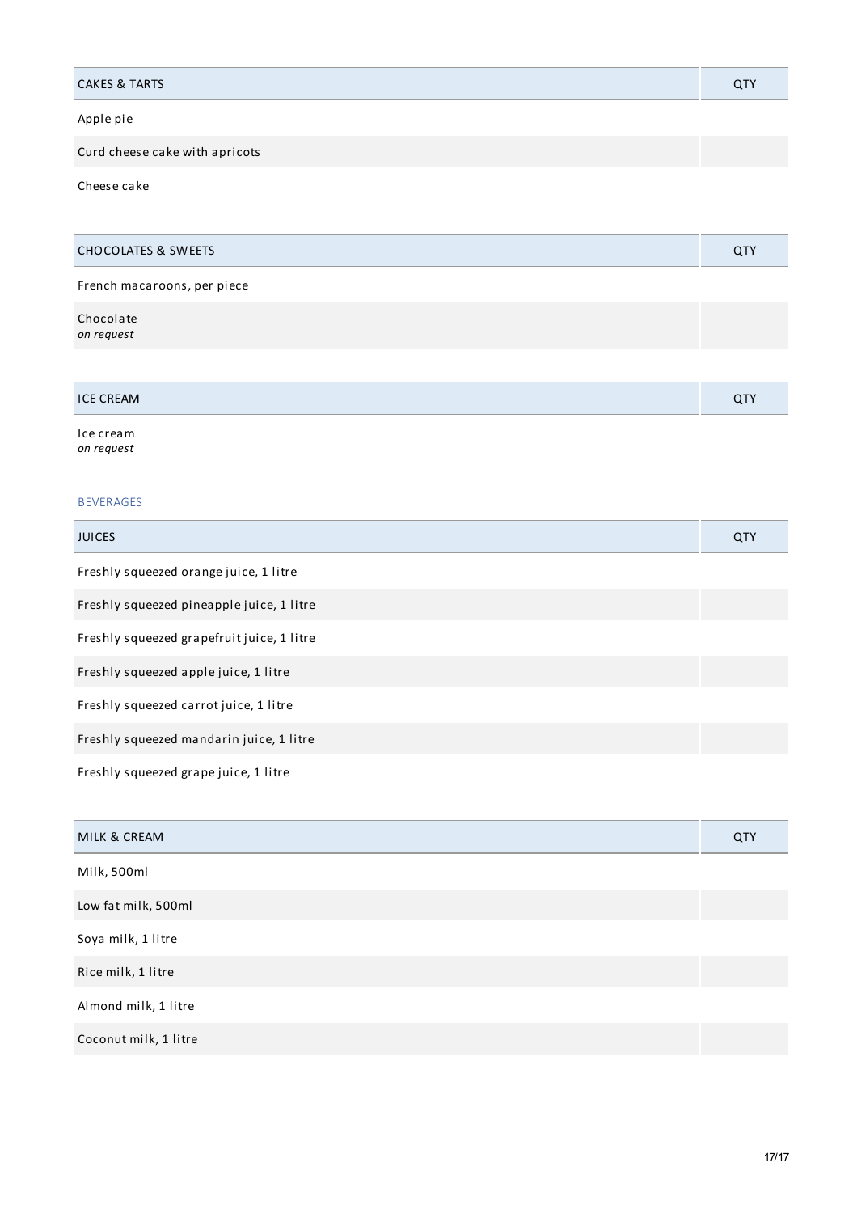| CAKES & TARTS | QTY |
| --- | --- |
| Apple pie | |
| Curd cheese cake with apricots | |
| Cheese cake | |

| CHOCOLATES & SWEETS | QTY |
| --- | --- |
| French macaroons, per piece | |
| Chocolate *on request* | |

| ICE CREAM | QTY |
| --- | --- |
| Ice cream *on request* | |

## BEVERAGES

| JUICES | QTY |
| --- | --- |
| Freshly squeezed orange juice, 1 litre | |
| Freshly squeezed pineapple juice, 1 litre | |
| Freshly squeezed grapefruit juice, 1 litre | |
| Freshly squeezed apple juice, 1 litre | |
| Freshly squeezed carrot juice, 1 litre | |
| Freshly squeezed mandarin juice, 1 litre | |
| Freshly squeezed grape juice, 1 litre | |

| MILK & CREAM | QTY |
| --- | --- |
| Milk, 500ml | |
| Low fat milk, 500ml | |
| Soya milk, 1 litre | |
| Rice milk, 1 litre | |
| Almond milk, 1 litre | |
| Coconut milk, 1 litre | |